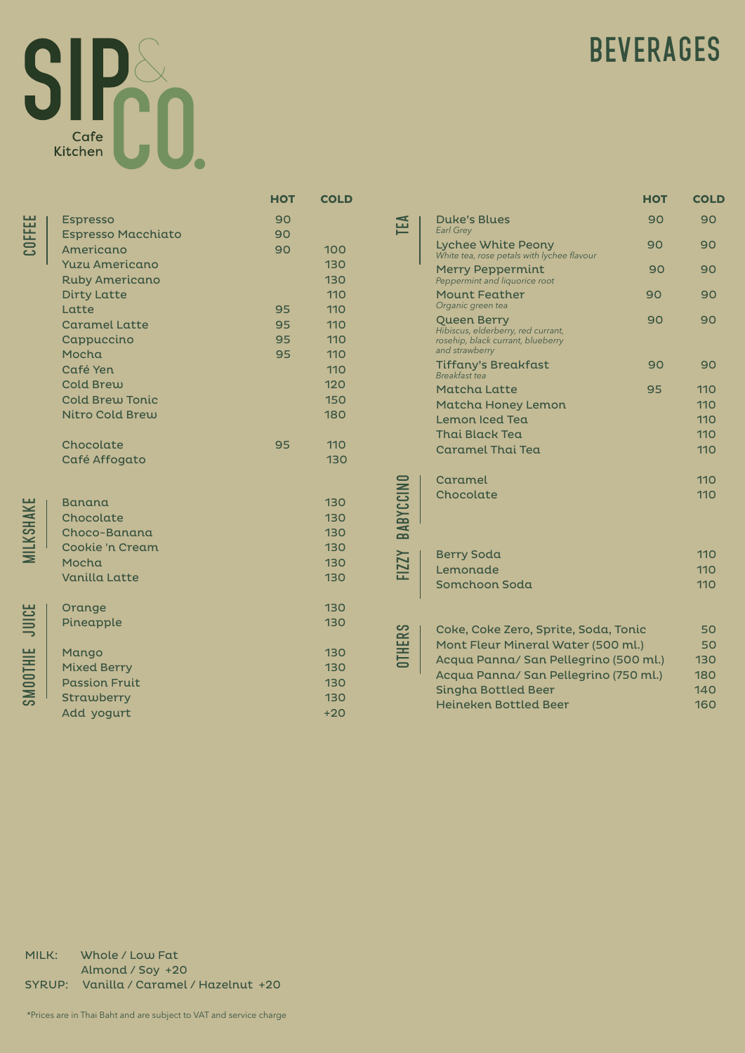# SIP & CO.

Cafe Kitchen

## BEVERAGES

### COFFEE

| Item | HOT | COLD |
|---|---|---|
| Espresso | 90 | |
| Espresso Macchiato | 90 | |
| Americano | 90 | 100 |
| Yuzu Americano | | 130 |
| Ruby Americano | | 130 |
| Dirty Latte | | 110 |
| Latte | 95 | 110 |
| Caramel Latte | 95 | 110 |
| Cappuccino | 95 | 110 |
| Mocha | 95 | 110 |
| Café Yen | | 110 |
| Cold Brew | | 120 |
| Cold Brew Tonic | | 150 |
| Nitro Cold Brew | | 180 |
| Chocolate | 95 | 110 |
| Café Affogato | | 130 |

### MILKSHAKE

| Item | HOT | COLD |
|---|---|---|
| Banana | | 130 |
| Chocolate | | 130 |
| Choco-Banana | | 130 |
| Cookie 'n Cream | | 130 |
| Mocha | | 130 |
| Vanilla Latte | | 130 |

### JUICE

| Item | HOT | COLD |
|---|---|---|
| Orange | | 130 |
| Pineapple | | 130 |

### SMOOTHIE

| Item | HOT | COLD |
|---|---|---|
| Mango | | 130 |
| Mixed Berry | | 130 |
| Passion Fruit | | 130 |
| Strawberry | | 130 |
| Add yogurt | | +20 |

### TEA

| Item | HOT | COLD |
|---|---|---|
| Duke's Blues<br>*Earl Grey* | 90 | 90 |
| Lychee White Peony<br>*White tea, rose petals with lychee flavour* | 90 | 90 |
| Merry Peppermint<br>*Peppermint and liquorice root* | 90 | 90 |
| Mount Feather<br>*Organic green tea* | 90 | 90 |
| Queen Berry<br>*Hibiscus, elderberry, red currant, rosehip, black currant, blueberry and strawberry* | 90 | 90 |
| Tiffany's Breakfast<br>*Breakfast tea* | 90 | 90 |
| Matcha Latte | 95 | 110 |
| Matcha Honey Lemon | | 110 |
| Lemon Iced Tea | | 110 |
| Thai Black Tea | | 110 |
| Caramel Thai Tea | | 110 |

### BABYCCINO

| Item | HOT | COLD |
|---|---|---|
| Caramel | | 110 |
| Chocolate | | 110 |

### FIZZY

| Item | HOT | COLD |
|---|---|---|
| Berry Soda | | 110 |
| Lemonade | | 110 |
| Somchoon Soda | | 110 |

### OTHERS

| Item | Price |
|---|---|
| Coke, Coke Zero, Sprite, Soda, Tonic | 50 |
| Mont Fleur Mineral Water (500 ml.) | 50 |
| Acqua Panna/ San Pellegrino (500 ml.) | 130 |
| Acqua Panna/ San Pellegrino (750 ml.) | 180 |
| Singha Bottled Beer | 140 |
| Heineken Bottled Beer | 160 |

MILK: Whole / Low Fat
Almond / Soy +20

SYRUP: Vanilla / Caramel / Hazelnut +20

*Prices are in Thai Baht and are subject to VAT and service charge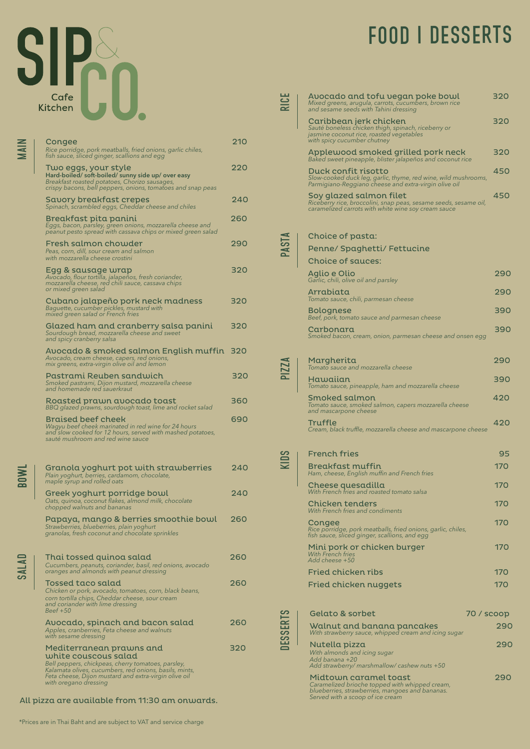# SIP & CO.

Cafe Kitchen

# FOOD | DESSERTS

## MAIN

**Congee** — 210
*Rice porridge, pork meatballs, fried onions, garlic chiles, fish sauce, sliced ginger, scallions and egg*

**Two eggs, your style** — 220
**Hard-boiled/ soft-boiled/ sunny side up/ over easy**
*Breakfast roasted potatoes, Chorizo sausages, crispy bacons, bell peppers, onions, tomatoes and snap peas*

**Savory breakfast crepes** — 240
*Spinach, scrambled eggs, Cheddar cheese and chiles*

**Breakfast pita panini** — 260
*Eggs, bacon, parsley, green onions, mozzarella cheese and peanut pesto spread with cassava chips or mixed green salad*

**Fresh salmon chowder** — 290
*Peas, corn, dill, sour cream and salmon with mozzarella cheese crostini*

**Egg & sausage wrap** — 320
*Avocado, flour tortilla, jalapeños, fresh coriander, mozzarella cheese, red chili sauce, cassava chips or mixed green salad*

**Cubano jalapeño pork neck madness** — 320
*Baguette, cucumber pickles, mustard with mixed green salad or French fries*

**Glazed ham and cranberry salsa panini** — 320
*Sourdough bread, mozzarella cheese and sweet and spicy cranberry salsa*

**Avocado & smoked salmon English muffin** — 320
*Avocado, cream cheese, capers, red onions, mix greens, extra-virgin olive oil and lemon*

**Pastrami Reuben sandwich** — 320
*Smoked pastrami, Dijon mustard, mozzarella cheese and homemade red sauerkraut*

**Roasted prawn avocado toast** — 360
*BBQ glazed prawns, sourdough toast, lime and rocket salad*

**Braised beef cheek** — 690
*Wagyu beef cheek marinated in red wine for 24 hours and slow cooked for 12 hours, served with mashed potatoes, sauté mushroom and red wine sauce*

## BOWL

**Granola yoghurt pot with strawberries** — 240
*Plain yoghurt, berries, cardamom, chocolate, maple syrup and rolled oats*

**Greek yoghurt porridge bowl** — 240
*Oats, quinoa, coconut flakes, almond milk, chocolate chopped walnuts and bananas*

**Papaya, mango & berries smoothie bowl** — 260
*Strawberries, blueberries, plain yoghurt granolas, fresh coconut and chocolate sprinkles*

## SALAD

**Thai tossed quinoa salad** — 260
*Cucumbers, peanuts, coriander, basil, red onions, avocado oranges and almonds with peanut dressing*

**Tossed taco salad** — 260
*Chicken or pork, avocado, tomatoes, corn, black beans, corn tortilla chips, Cheddar cheese, sour cream and coriander with lime dressing*
*Beef +50*

**Avocado, spinach and bacon salad** — 260
*Apples, cranberries, Feta cheese and walnuts with sesame dressing*

**Mediterranean prawns and white couscous salad** — 320
*Bell peppers, chickpeas, cherry tomatoes, parsley, Kalamata olives, cucumbers, red onions, basils, mints, Feta cheese, Dijon mustard and extra-virgin olive oil with oregano dressing*

All pizza are available from 11:30 am onwards.

## RICE

**Avocado and tofu vegan poke bowl** — 320
*Mixed greens, arugula, carrots, cucumbers, brown rice and sesame seeds with Tahini dressing*

**Caribbean jerk chicken** — 320
*Sauté boneless chicken thigh, spinach, riceberry or jasmine coconut rice, roasted vegetables with spicy cucumber chutney*

**Applewood smoked grilled pork neck** — 320
*Baked sweet pineapple, blister jalapeños and coconut rice*

**Duck confit risotto** — 450
*Slow-cooked duck leg, garlic, thyme, red wine, wild mushrooms, Parmigiano-Reggiano cheese and extra-virgin olive oil*

**Soy glazed salmon filet** — 450
*Riceberry rice, broccolini, snap peas, sesame seeds, sesame oil, caramelized carrots with white wine soy cream sauce*

## PASTA

Choice of pasta:

Penne/ Spaghetti/ Fettucine

Choice of sauces:

**Aglio e Olio** — 290
*Garlic, chili, olive oil and parsley*

**Arrabiata** — 290
*Tomato sauce, chili, parmesan cheese*

**Bolognese** — 390
*Beef, pork, tomato sauce and parmesan cheese*

**Carbonara** — 390
*Smoked bacon, cream, onion, parmesan cheese and onsen egg*

## PIZZA

**Margherita** — 290
*Tomato sauce and mozzarella cheese*

**Hawaiian** — 390
*Tomato sauce, pineapple, ham and mozzarella cheese*

**Smoked salmon** — 420
*Tomato sauce, smoked salmon, capers mozzarella cheese and mascarpone cheese*

**Truffle** — 420
*Cream, black truffle, mozzarella cheese and mascarpone cheese*

## KIDS

**French fries** — 95

**Breakfast muffin** — 170
*Ham, cheese, English muffin and French fries*

**Cheese quesadilla** — 170
*With French fries and roasted tomato salsa*

**Chicken tenders** — 170
*With French fries and condiments*

**Congee** — 170
*Rice porridge, pork meatballs, fried onions, garlic, chiles, fish sauce, sliced ginger, scallions, and egg*

**Mini pork or chicken burger** — 170
*With French fries*
*Add cheese +50*

**Fried chicken ribs** — 170

**Fried chicken nuggets** — 170

## DESSERTS

**Gelato & sorbet** — 70 / scoop

**Walnut and banana pancakes** — 290
*With strawberry sauce, whipped cream and icing sugar*

**Nutella pizza** — 290
*With almonds and icing sugar*
*Add banana +20*
*Add strawberry/ marshmallow/ cashew nuts +50*

**Midtown caramel toast** — 290
*Caramelized brioche topped with whipped cream, blueberries, strawberries, mangoes and bananas. Served with a scoop of ice cream*

*Prices are in Thai Baht and are subject to VAT and service charge